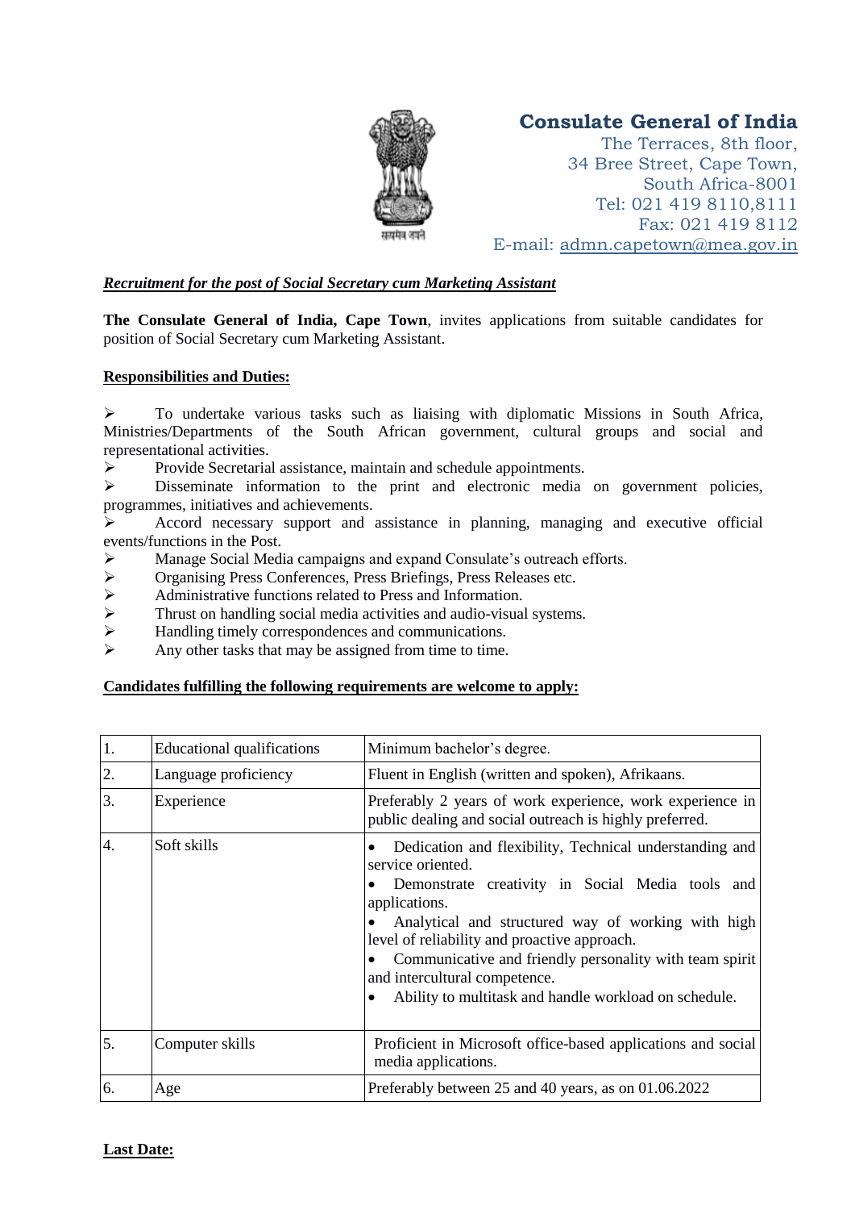**Consulate General of India**
The Terraces, 8th floor,
34 Bree Street, Cape Town,
South Africa-8001
Tel: 021 419 8110,8111
Fax: 021 419 8112
E-mail: admn.capetown@mea.gov.in

***Recruitment for the post of Social Secretary cum Marketing Assistant***

**The Consulate General of India, Cape Town**, invites applications from suitable candidates for position of Social Secretary cum Marketing Assistant.

**Responsibilities and Duties:**

- To undertake various tasks such as liaising with diplomatic Missions in South Africa, Ministries/Departments of the South African government, cultural groups and social and representational activities.
- Provide Secretarial assistance, maintain and schedule appointments.
- Disseminate information to the print and electronic media on government policies, programmes, initiatives and achievements.
- Accord necessary support and assistance in planning, managing and executive official events/functions in the Post.
- Manage Social Media campaigns and expand Consulate's outreach efforts.
- Organising Press Conferences, Press Briefings, Press Releases etc.
- Administrative functions related to Press and Information.
- Thrust on handling social media activities and audio-visual systems.
- Handling timely correspondences and communications.
- Any other tasks that may be assigned from time to time.

**Candidates fulfilling the following requirements are welcome to apply:**

| | | |
|---|---|---|
| 1. | Educational qualifications | Minimum bachelor's degree. |
| 2. | Language proficiency | Fluent in English (written and spoken), Afrikaans. |
| 3. | Experience | Preferably 2 years of work experience, work experience in public dealing and social outreach is highly preferred. |
| 4. | Soft skills | • Dedication and flexibility, Technical understanding and service oriented.<br>• Demonstrate creativity in Social Media tools and applications.<br>• Analytical and structured way of working with high level of reliability and proactive approach.<br>• Communicative and friendly personality with team spirit and intercultural competence.<br>• Ability to multitask and handle workload on schedule. |
| 5. | Computer skills | Proficient in Microsoft office-based applications and social media applications. |
| 6. | Age | Preferably between 25 and 40 years, as on 01.06.2022 |

**Last Date:**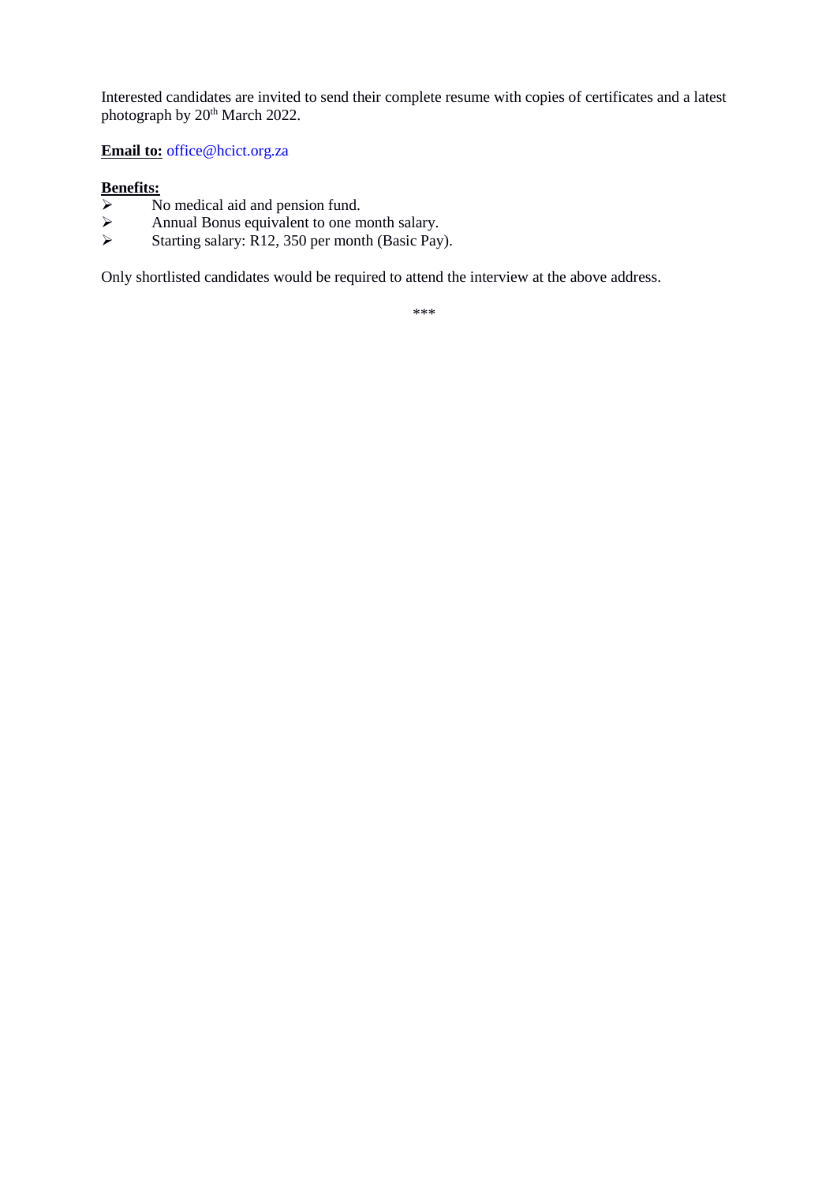Interested candidates are invited to send their complete resume with copies of certificates and a latest photograph by 20th March 2022.

**Email to:** office@hcict.org.za

**Benefits:**

- No medical aid and pension fund.
- Annual Bonus equivalent to one month salary.
- Starting salary: R12, 350 per month (Basic Pay).

Only shortlisted candidates would be required to attend the interview at the above address.

***